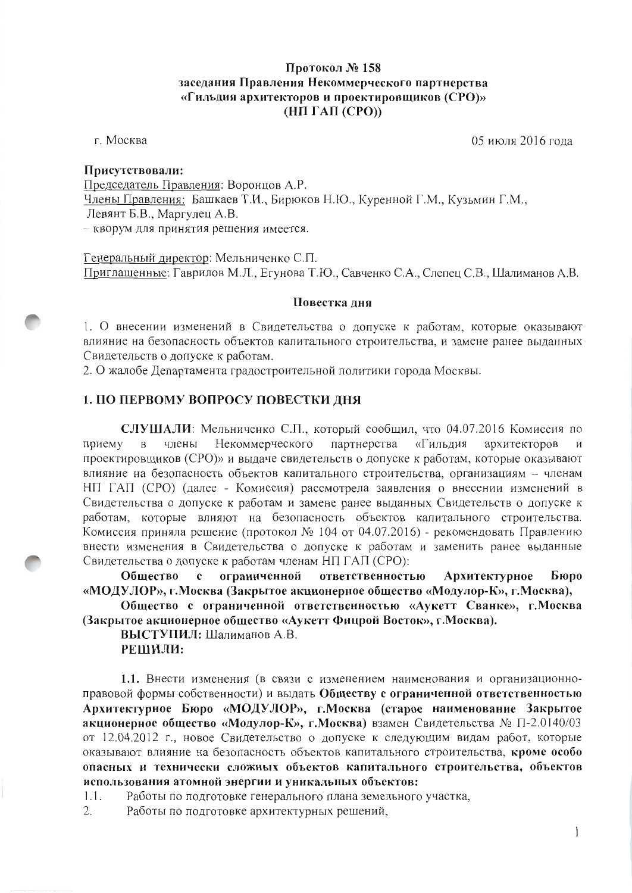**Протокол № 158**
**заседания Правления Некоммерческого партнерства**
**«Гильдия архитекторов и проектировщиков (СРО)»**
**(НП ГАП (СРО))**

г. Москва 05 июля 2016 года

**Присутствовали:**

Председатель Правления: Воронцов А.Р.

Члены Правления: Башкаев Т.И., Бирюков Н.Ю., Куренной Г.М., Кузьмин Г.М., Левянт Б.В., Маргулец А.В.

– кворум для принятия решения имеется.

Генеральный директор: Мельниченко С.П.

Приглашенные: Гаврилов М.Л., Егунова Т.Ю., Савченко С.А., Слепец С.В., Шалиманов А.В.

**Повестка дня**

1. О внесении изменений в Свидетельства о допуске к работам, которые оказывают влияние на безопасность объектов капитального строительства, и замене ранее выданных Свидетельств о допуске к работам.
2. О жалобе Департамента градостроительной политики города Москвы.

## 1. ПО ПЕРВОМУ ВОПРОСУ ПОВЕСТКИ ДНЯ

**СЛУШАЛИ**: Мельниченко С.П., который сообщил, что 04.07.2016 Комиссия по приему в члены Некоммерческого партнерства «Гильдия архитекторов и проектировщиков (СРО)» и выдаче свидетельств о допуске к работам, которые оказывают влияние на безопасность объектов капитального строительства, организациям – членам НП ГАП (СРО) (далее - Комиссия) рассмотрела заявления о внесении изменений в Свидетельства о допуске к работам и замене ранее выданных Свидетельств о допуске к работам, которые влияют на безопасность объектов капитального строительства. Комиссия приняла решение (протокол № 104 от 04.07.2016) - рекомендовать Правлению внести изменения в Свидетельства о допуске к работам и заменить ранее выданные Свидетельства о допуске к работам членам НП ГАП (СРО):

**Общество с ограниченной ответственностью Архитектурное Бюро «МОДУЛОР», г.Москва (Закрытое акционерное общество «Модулор-К», г.Москва),**

**Общество с ограниченной ответственностью «Аукетт Сванке», г.Москва (Закрытое акционерное общество «Аукетт Фицрой Восток», г.Москва).**

**ВЫСТУПИЛ:** Шалиманов А.В.

**РЕШИЛИ:**

**1.1.** Внести изменения (в связи с изменением наименования и организационно-правовой формы собственности) и выдать **Обществу с ограниченной ответственностью Архитектурное Бюро «МОДУЛОР», г.Москва (старое наименование Закрытое акционерное общество «Модулор-К», г.Москва)** взамен Свидетельства № П-2.0140/03 от 12.04.2012 г., новое Свидетельство о допуске к следующим видам работ, которые оказывают влияние на безопасность объектов капитального строительства, **кроме особо опасных и технически сложных объектов капитального строительства, объектов использования атомной энергии и уникальных объектов:**

1.1. Работы по подготовке генерального плана земельного участка,

2. Работы по подготовке архитектурных решений,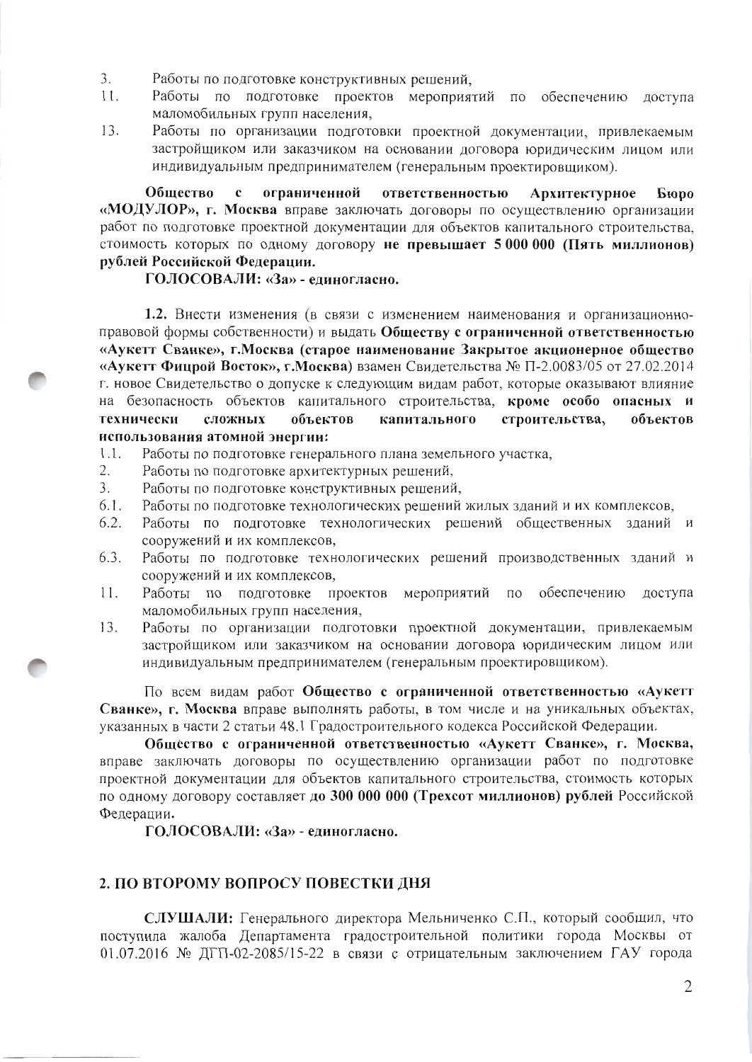3. Работы по подготовке конструктивных решений,
11. Работы по подготовке проектов мероприятий по обеспечению доступа маломобильных групп населения,
13. Работы по организации подготовки проектной документации, привлекаемым застройщиком или заказчиком на основании договора юридическим лицом или индивидуальным предпринимателем (генеральным проектировщиком).

**Общество с ограниченной ответственностью Архитектурное Бюро «МОДУЛОР», г. Москва** вправе заключать договоры по осуществлению организации работ по подготовке проектной документации для объектов капитального строительства, стоимость которых по одному договору **не превышает 5 000 000 (Пять миллионов) рублей Российской Федерации.**

**ГОЛОСОВАЛИ: «За» - единогласно.**

**1.2.** Внести изменения (в связи с изменением наименования и организационно-правовой формы собственности) и выдать **Обществу с ограниченной ответственностью «Аукетт Сванке», г.Москва (старое наименование Закрытое акционерное общество «Аукетт Фицрой Восток», г.Москва)** взамен Свидетельства № П-2.0083/05 от 27.02.2014 г. новое Свидетельство о допуске к следующим видам работ, которые оказывают влияние на безопасность объектов капитального строительства, **кроме особо опасных и технически сложных объектов капитального строительства, объектов использования атомной энергии:**

1.1. Работы по подготовке генерального плана земельного участка,
2. Работы по подготовке архитектурных решений,
3. Работы по подготовке конструктивных решений,
6.1. Работы по подготовке технологических решений жилых зданий и их комплексов,
6.2. Работы по подготовке технологических решений общественных зданий и сооружений и их комплексов,
6.3. Работы по подготовке технологических решений производственных зданий и сооружений и их комплексов,
11. Работы по подготовке проектов мероприятий по обеспечению доступа маломобильных групп населения,
13. Работы по организации подготовки проектной документации, привлекаемым застройщиком или заказчиком на основании договора юридическим лицом или индивидуальным предпринимателем (генеральным проектировщиком).

По всем видам работ **Общество с ограниченной ответственностью «Аукетт Сванке», г. Москва** вправе выполнять работы, в том числе и на уникальных объектах, указанных в части 2 статьи 48.1 Градостроительного кодекса Российской Федерации.

**Общество с ограниченной ответственностью «Аукетт Сванке», г. Москва,** вправе заключать договоры по осуществлению организации работ по подготовке проектной документации для объектов капитального строительства, стоимость которых по одному договору составляет **до 300 000 000 (Трехсот миллионов) рублей** Российской Федерации.

**ГОЛОСОВАЛИ: «За» - единогласно.**

## 2. ПО ВТОРОМУ ВОПРОСУ ПОВЕСТКИ ДНЯ

**СЛУШАЛИ:** Генерального директора Мельниченко С.П., который сообщил, что поступила жалоба Департамента градостроительной политики города Москвы от 01.07.2016 № ДГП-02-2085/15-22 в связи с отрицательным заключением ГАУ города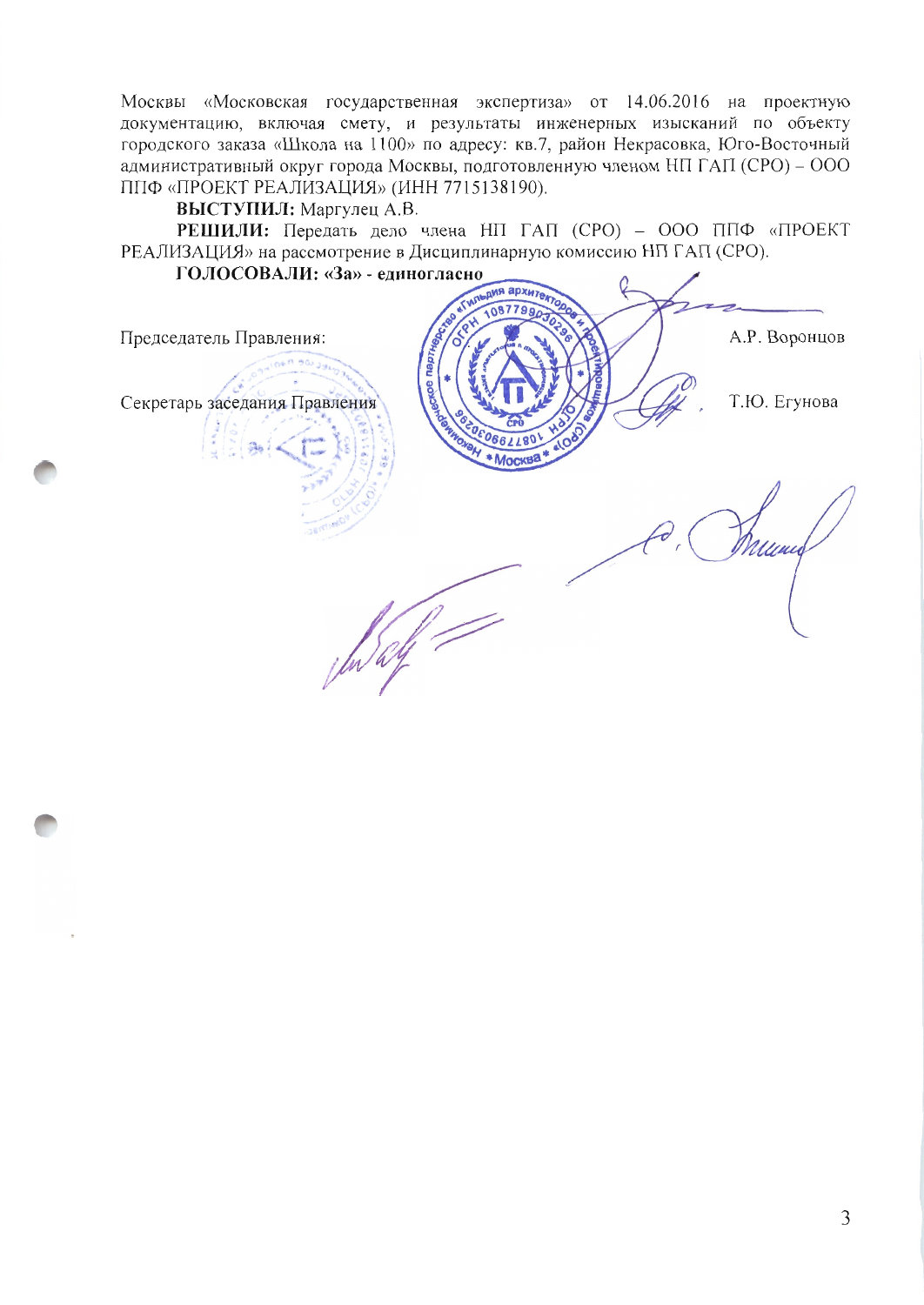Москвы «Московская государственная экспертиза» от 14.06.2016 на проектную документацию, включая смету, и результаты инженерных изысканий по объекту городского заказа «Школа на 1100» по адресу: кв.7, район Некрасовка, Юго-Восточный административный округ города Москвы, подготовленную членом НП ГАП (СРО) – ООО ППФ «ПРОЕКТ РЕАЛИЗАЦИЯ» (ИНН 7715138190).

**ВЫСТУПИЛ:** Маргулец А.В.

**РЕШИЛИ:** Передать дело члена НП ГАП (СРО) – ООО ППФ «ПРОЕКТ РЕАЛИЗАЦИЯ» на рассмотрение в Дисциплинарную комиссию НП ГАП (СРО).

**ГОЛОСОВАЛИ: «За» - единогласно**

Председатель Правления: А.Р. Воронцов

Секретарь заседания Правления Т.Ю. Егунова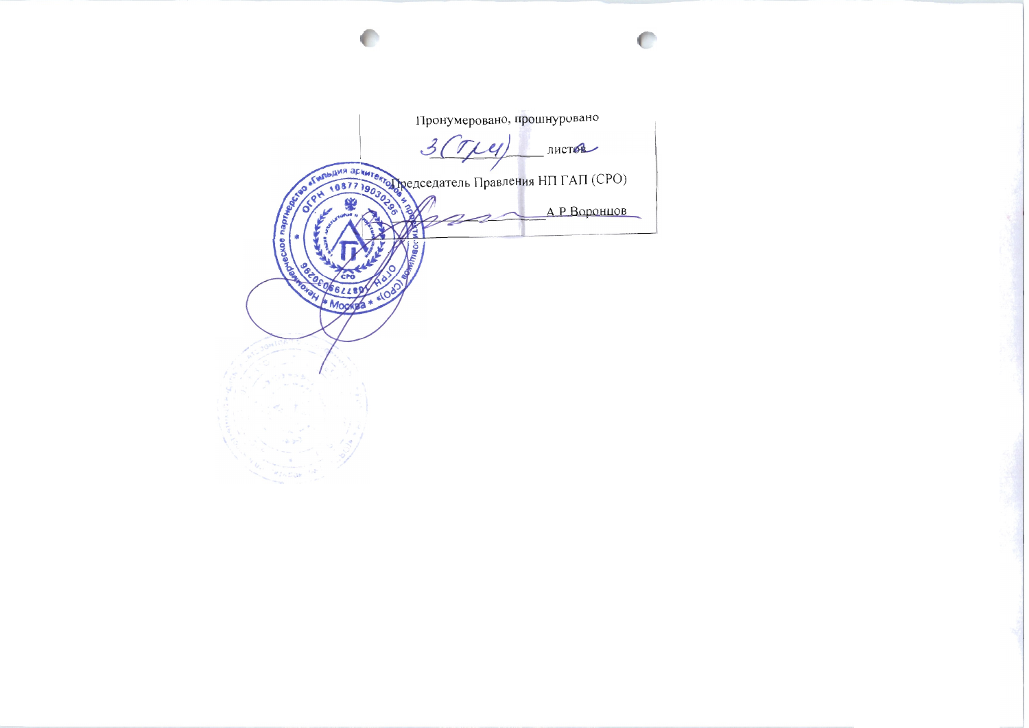Пронумеровано, прошнуровано

3 (Три) листов

Председатель Правления НП ГАП (СРО)

А Р Воронцов

Некоммерческое партнерство «Гильдия архитекторов и проектировщиков (СРО)» * Москва * ОГРН 1087799030296 СРО